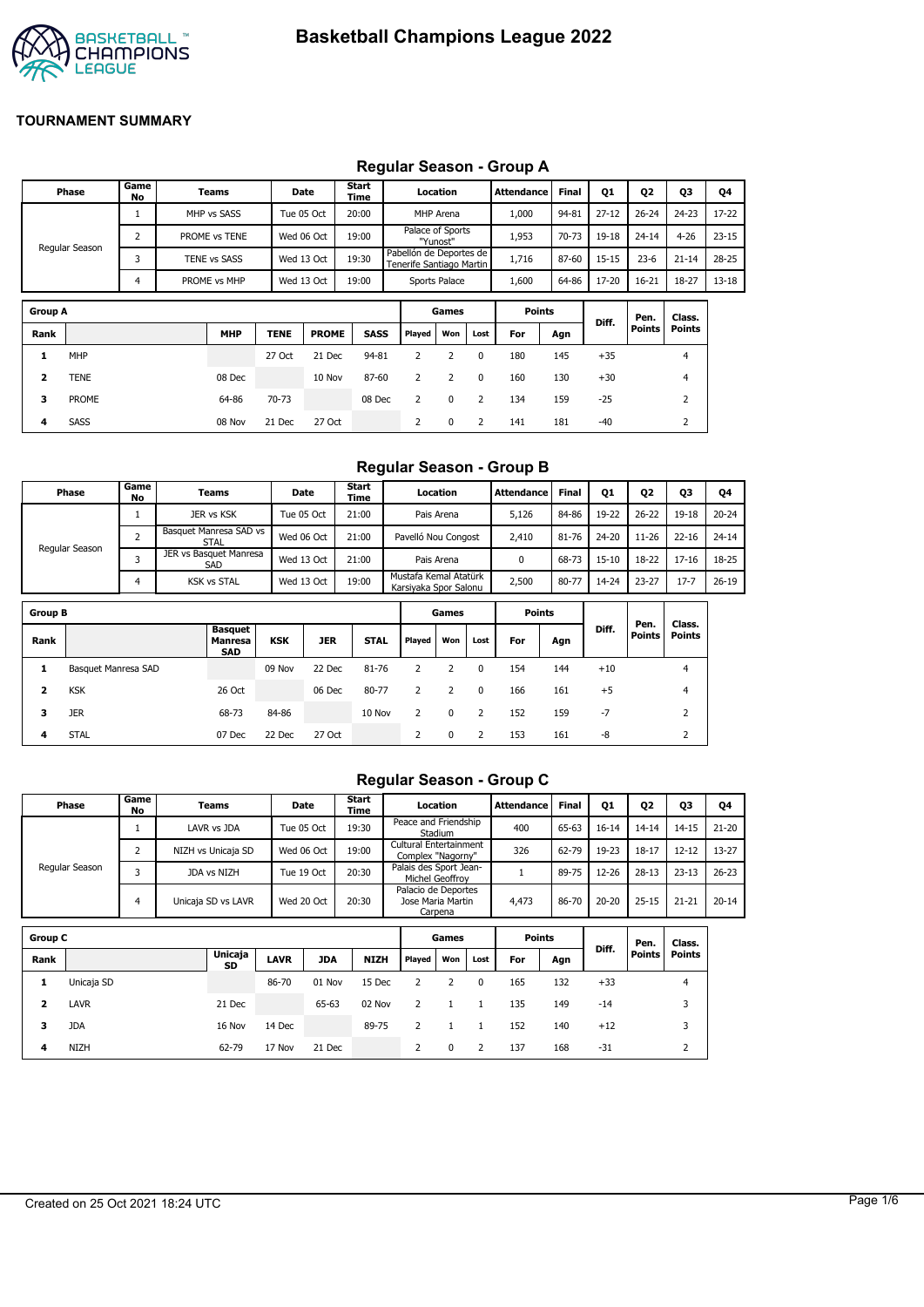# Basketball Champions League 2022

## TOURNAMENT SUMMARY

### Regular Season - Group A

| Phase | Game No | Teams | Date | Start Time | Location | Attendance | Final | Q1 | Q2 | Q3 | Q4 |
|---|---|---|---|---|---|---|---|---|---|---|---|
| Regular Season | 1 | MHP vs SASS | Tue 05 Oct | 20:00 | MHP Arena | 1,000 | 94-81 | 27-12 | 26-24 | 24-23 | 17-22 |
| | 2 | PROME vs TENE | Wed 06 Oct | 19:00 | Palace of Sports "Yunost" | 1,953 | 70-73 | 19-18 | 24-14 | 4-26 | 23-15 |
| | 3 | TENE vs SASS | Wed 13 Oct | 19:30 | Pabellón de Deportes de Tenerife Santiago Martin | 1,716 | 87-60 | 15-15 | 23-6 | 21-14 | 28-25 |
| | 4 | PROME vs MHP | Wed 13 Oct | 19:00 | Sports Palace | 1,600 | 64-86 | 17-20 | 16-21 | 18-27 | 13-18 |

| Group A | | | | | | Games | | | Points | | Diff. | Pen. Points | Class. Points |
|---|---|---|---|---|---|---|---|---|---|---|---|---|---|
| Rank | | MHP | TENE | PROME | SASS | Played | Won | Lost | For | Agn | | | |
| 1 | MHP | | 27 Oct | 21 Dec | 94-81 | 2 | 2 | 0 | 180 | 145 | +35 | | 4 |
| 2 | TENE | 08 Dec | | 10 Nov | 87-60 | 2 | 2 | 0 | 160 | 130 | +30 | | 4 |
| 3 | PROME | 64-86 | 70-73 | | 08 Dec | 2 | 0 | 2 | 134 | 159 | -25 | | 2 |
| 4 | SASS | 08 Nov | 21 Dec | 27 Oct | | 2 | 0 | 2 | 141 | 181 | -40 | | 2 |

### Regular Season - Group B

| Phase | Game No | Teams | Date | Start Time | Location | Attendance | Final | Q1 | Q2 | Q3 | Q4 |
|---|---|---|---|---|---|---|---|---|---|---|---|
| Regular Season | 1 | JER vs KSK | Tue 05 Oct | 21:00 | Pais Arena | 5,126 | 84-86 | 19-22 | 26-22 | 19-18 | 20-24 |
| | 2 | Basquet Manresa SAD vs STAL | Wed 06 Oct | 21:00 | Pavelló Nou Congost | 2,410 | 81-76 | 24-20 | 11-26 | 22-16 | 24-14 |
| | 3 | JER vs Basquet Manresa SAD | Wed 13 Oct | 21:00 | Pais Arena | 0 | 68-73 | 15-10 | 18-22 | 17-16 | 18-25 |
| | 4 | KSK vs STAL | Wed 13 Oct | 19:00 | Mustafa Kemal Atatürk Karsiyaka Spor Salonu | 2,500 | 80-77 | 14-24 | 23-27 | 17-7 | 26-19 |

| Group B | | | | | | Games | | | Points | | Diff. | Pen. Points | Class. Points |
|---|---|---|---|---|---|---|---|---|---|---|---|---|---|
| Rank | | Basquet Manresa SAD | KSK | JER | STAL | Played | Won | Lost | For | Agn | | | |
| 1 | Basquet Manresa SAD | | 09 Nov | 22 Dec | 81-76 | 2 | 2 | 0 | 154 | 144 | +10 | | 4 |
| 2 | KSK | 26 Oct | | 06 Dec | 80-77 | 2 | 2 | 0 | 166 | 161 | +5 | | 4 |
| 3 | JER | 68-73 | 84-86 | | 10 Nov | 2 | 0 | 2 | 152 | 159 | -7 | | 2 |
| 4 | STAL | 07 Dec | 22 Dec | 27 Oct | | 2 | 0 | 2 | 153 | 161 | -8 | | 2 |

### Regular Season - Group C

| Phase | Game No | Teams | Date | Start Time | Location | Attendance | Final | Q1 | Q2 | Q3 | Q4 |
|---|---|---|---|---|---|---|---|---|---|---|---|
| Regular Season | 1 | LAVR vs JDA | Tue 05 Oct | 19:30 | Peace and Friendship Stadium | 400 | 65-63 | 16-14 | 14-14 | 14-15 | 21-20 |
| | 2 | NIZH vs Unicaja SD | Wed 06 Oct | 19:00 | Cultural Entertainment Complex "Nagorny" | 326 | 62-79 | 19-23 | 18-17 | 12-12 | 13-27 |
| | 3 | JDA vs NIZH | Tue 19 Oct | 20:30 | Palais des Sport Jean-Michel Geoffroy | 1 | 89-75 | 12-26 | 28-13 | 23-13 | 26-23 |
| | 4 | Unicaja SD vs LAVR | Wed 20 Oct | 20:30 | Palacio de Deportes Jose Maria Martin Carpena | 4,473 | 86-70 | 20-20 | 25-15 | 21-21 | 20-14 |

| Group C | | | | | | Games | | | Points | | Diff. | Pen. Points | Class. Points |
|---|---|---|---|---|---|---|---|---|---|---|---|---|---|
| Rank | | Unicaja SD | LAVR | JDA | NIZH | Played | Won | Lost | For | Agn | | | |
| 1 | Unicaja SD | | 86-70 | 01 Nov | 15 Dec | 2 | 2 | 0 | 165 | 132 | +33 | | 4 |
| 2 | LAVR | 21 Dec | | 65-63 | 02 Nov | 2 | 1 | 1 | 135 | 149 | -14 | | 3 |
| 3 | JDA | 16 Nov | 14 Dec | | 89-75 | 2 | 1 | 1 | 152 | 140 | +12 | | 3 |
| 4 | NIZH | 62-79 | 17 Nov | 21 Dec | | 2 | 0 | 2 | 137 | 168 | -31 | | 2 |

Created on 25 Oct 2021 18:24 UTC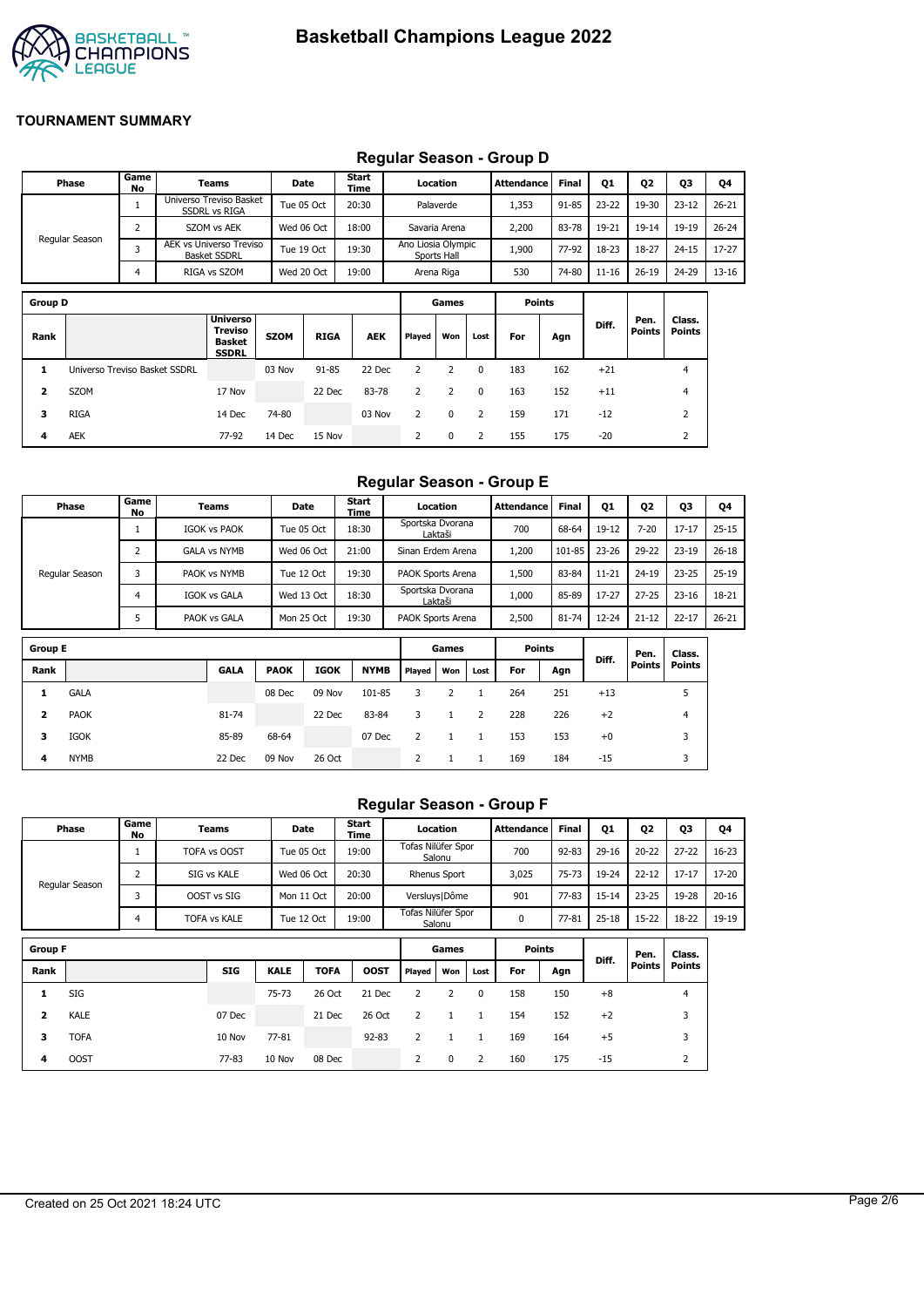# Basketball Champions League 2022

## TOURNAMENT SUMMARY

### Regular Season - Group D

| Phase | Game No | Teams | Date | Start Time | Location | Attendance | Final | Q1 | Q2 | Q3 | Q4 |
|---|---|---|---|---|---|---|---|---|---|---|---|
| Regular Season | 1 | Universo Treviso Basket SSDRL vs RIGA | Tue 05 Oct | 20:30 | Palaverde | 1,353 | 91-85 | 23-22 | 19-30 | 23-12 | 26-21 |
| | 2 | SZOM vs AEK | Wed 06 Oct | 18:00 | Savaria Arena | 2,200 | 83-78 | 19-21 | 19-14 | 19-19 | 26-24 |
| | 3 | AEK vs Universo Treviso Basket SSDRL | Tue 19 Oct | 19:30 | Ano Liosia Olympic Sports Hall | 1,900 | 77-92 | 18-23 | 18-27 | 24-15 | 17-27 |
| | 4 | RIGA vs SZOM | Wed 20 Oct | 19:00 | Arena Riga | 530 | 74-80 | 11-16 | 26-19 | 24-29 | 13-16 |

| Group D | | | | | | Games | | | Points | | | | |
|---|---|---|---|---|---|---|---|---|---|---|---|---|---|
| Rank | | Universo Treviso Basket SSDRL | SZOM | RIGA | AEK | Played | Won | Lost | For | Agn | Diff. | Pen. Points | Class. Points |
| 1 | Universo Treviso Basket SSDRL | | 03 Nov | 91-85 | 22 Dec | 2 | 2 | 0 | 183 | 162 | +21 | | 4 |
| 2 | SZOM | 17 Nov | | 22 Dec | 83-78 | 2 | 2 | 0 | 163 | 152 | +11 | | 4 |
| 3 | RIGA | 14 Dec | 74-80 | | 03 Nov | 2 | 0 | 2 | 159 | 171 | -12 | | 2 |
| 4 | AEK | 77-92 | 14 Dec | 15 Nov | | 2 | 0 | 2 | 155 | 175 | -20 | | 2 |

### Regular Season - Group E

| Phase | Game No | Teams | Date | Start Time | Location | Attendance | Final | Q1 | Q2 | Q3 | Q4 |
|---|---|---|---|---|---|---|---|---|---|---|---|
| Regular Season | 1 | IGOK vs PAOK | Tue 05 Oct | 18:30 | Sportska Dvorana Laktaši | 700 | 68-64 | 19-12 | 7-20 | 17-17 | 25-15 |
| | 2 | GALA vs NYMB | Wed 06 Oct | 21:00 | Sinan Erdem Arena | 1,200 | 101-85 | 23-26 | 29-22 | 23-19 | 26-18 |
| | 3 | PAOK vs NYMB | Tue 12 Oct | 19:30 | PAOK Sports Arena | 1,500 | 83-84 | 11-21 | 24-19 | 23-25 | 25-19 |
| | 4 | IGOK vs GALA | Wed 13 Oct | 18:30 | Sportska Dvorana Laktaši | 1,000 | 85-89 | 17-27 | 27-25 | 23-16 | 18-21 |
| | 5 | PAOK vs GALA | Mon 25 Oct | 19:30 | PAOK Sports Arena | 2,500 | 81-74 | 12-24 | 21-12 | 22-17 | 26-21 |

| Group E | | | | | | Games | | | Points | | | | |
|---|---|---|---|---|---|---|---|---|---|---|---|---|---|
| Rank | | GALA | PAOK | IGOK | NYMB | Played | Won | Lost | For | Agn | Diff. | Pen. Points | Class. Points |
| 1 | GALA | | 08 Dec | 09 Nov | 101-85 | 3 | 2 | 1 | 264 | 251 | +13 | | 5 |
| 2 | PAOK | 81-74 | | 22 Dec | 83-84 | 3 | 1 | 2 | 228 | 226 | +2 | | 4 |
| 3 | IGOK | 85-89 | 68-64 | | 07 Dec | 2 | 1 | 1 | 153 | 153 | +0 | | 3 |
| 4 | NYMB | 22 Dec | 09 Nov | 26 Oct | | 2 | 1 | 1 | 169 | 184 | -15 | | 3 |

### Regular Season - Group F

| Phase | Game No | Teams | Date | Start Time | Location | Attendance | Final | Q1 | Q2 | Q3 | Q4 |
|---|---|---|---|---|---|---|---|---|---|---|---|
| Regular Season | 1 | TOFA vs OOST | Tue 05 Oct | 19:00 | Tofas Nilüfer Spor Salonu | 700 | 92-83 | 29-16 | 20-22 | 27-22 | 16-23 |
| | 2 | SIG vs KALE | Wed 06 Oct | 20:30 | Rhenus Sport | 3,025 | 75-73 | 19-24 | 22-12 | 17-17 | 17-20 |
| | 3 | OOST vs SIG | Mon 11 Oct | 20:00 | Versluys\|Dôme | 901 | 77-83 | 15-14 | 23-25 | 19-28 | 20-16 |
| | 4 | TOFA vs KALE | Tue 12 Oct | 19:00 | Tofas Nilüfer Spor Salonu | 0 | 77-81 | 25-18 | 15-22 | 18-22 | 19-19 |

| Group F | | | | | | Games | | | Points | | | | |
|---|---|---|---|---|---|---|---|---|---|---|---|---|---|
| Rank | | SIG | KALE | TOFA | OOST | Played | Won | Lost | For | Agn | Diff. | Pen. Points | Class. Points |
| 1 | SIG | | 75-73 | 26 Oct | 21 Dec | 2 | 2 | 0 | 158 | 150 | +8 | | 4 |
| 2 | KALE | 07 Dec | | 21 Dec | 26 Oct | 2 | 1 | 1 | 154 | 152 | +2 | | 3 |
| 3 | TOFA | 10 Nov | 77-81 | | 92-83 | 2 | 1 | 1 | 169 | 164 | +5 | | 3 |
| 4 | OOST | 77-83 | 10 Nov | 08 Dec | | 2 | 0 | 2 | 160 | 175 | -15 | | 2 |

Created on 25 Oct 2021 18:24 UTC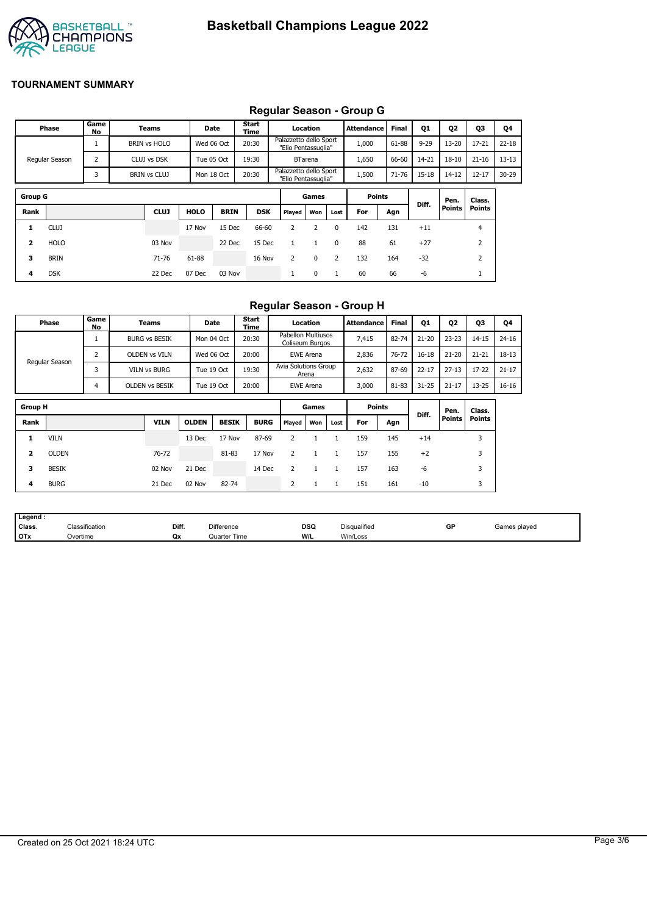# Basketball Champions League 2022

## TOURNAMENT SUMMARY

### Regular Season - Group G

| Phase | Game No | Teams | Date | Start Time | Location | Attendance | Final | Q1 | Q2 | Q3 | Q4 |
|---|---|---|---|---|---|---|---|---|---|---|---|
| Regular Season | 1 | BRIN vs HOLO | Wed 06 Oct | 20:30 | Palazzetto dello Sport "Elio Pentassuglia" | 1,000 | 61-88 | 9-29 | 13-20 | 17-21 | 22-18 |
| | 2 | CLUJ vs DSK | Tue 05 Oct | 19:30 | BTarena | 1,650 | 66-60 | 14-21 | 18-10 | 21-16 | 13-13 |
| | 3 | BRIN vs CLUJ | Mon 18 Oct | 20:30 | Palazzetto dello Sport "Elio Pentassuglia" | 1,500 | 71-76 | 15-18 | 14-12 | 12-17 | 30-29 |

| Group G | | | | | | Games | | | Points | | Diff. | Pen. Points | Class. Points |
|---|---|---|---|---|---|---|---|---|---|---|---|---|---|
| Rank | | CLUJ | HOLO | BRIN | DSK | Played | Won | Lost | For | Agn | | | |
| 1 | CLUJ | | 17 Nov | 15 Dec | 66-60 | 2 | 2 | 0 | 142 | 131 | +11 | | 4 |
| 2 | HOLO | 03 Nov | | 22 Dec | 15 Dec | 1 | 1 | 0 | 88 | 61 | +27 | | 2 |
| 3 | BRIN | 71-76 | 61-88 | | 16 Nov | 2 | 0 | 2 | 132 | 164 | -32 | | 2 |
| 4 | DSK | 22 Dec | 07 Dec | 03 Nov | | 1 | 0 | 1 | 60 | 66 | -6 | | 1 |

### Regular Season - Group H

| Phase | Game No | Teams | Date | Start Time | Location | Attendance | Final | Q1 | Q2 | Q3 | Q4 |
|---|---|---|---|---|---|---|---|---|---|---|---|
| Regular Season | 1 | BURG vs BESIK | Mon 04 Oct | 20:30 | Pabellon Multiusos Coliseum Burgos | 7,415 | 82-74 | 21-20 | 23-23 | 14-15 | 24-16 |
| | 2 | OLDEN vs VILN | Wed 06 Oct | 20:00 | EWE Arena | 2,836 | 76-72 | 16-18 | 21-20 | 21-21 | 18-13 |
| | 3 | VILN vs BURG | Tue 19 Oct | 19:30 | Avia Solutions Group Arena | 2,632 | 87-69 | 22-17 | 27-13 | 17-22 | 21-17 |
| | 4 | OLDEN vs BESIK | Tue 19 Oct | 20:00 | EWE Arena | 3,000 | 81-83 | 31-25 | 21-17 | 13-25 | 16-16 |

| Group H | | | | | | Games | | | Points | | Diff. | Pen. Points | Class. Points |
|---|---|---|---|---|---|---|---|---|---|---|---|---|---|
| Rank | | VILN | OLDEN | BESIK | BURG | Played | Won | Lost | For | Agn | | | |
| 1 | VILN | | 13 Dec | 17 Nov | 87-69 | 2 | 1 | 1 | 159 | 145 | +14 | | 3 |
| 2 | OLDEN | 76-72 | | 81-83 | 17 Nov | 2 | 1 | 1 | 157 | 155 | +2 | | 3 |
| 3 | BESIK | 02 Nov | 21 Dec | | 14 Dec | 2 | 1 | 1 | 157 | 163 | -6 | | 3 |
| 4 | BURG | 21 Dec | 02 Nov | 82-74 | | 2 | 1 | 1 | 151 | 161 | -10 | | 3 |

| Legend : | | | | | | | |
|---|---|---|---|---|---|---|---|
| Class. | Classification | Diff. | Difference | DSQ | Disqualified | GP | Games played |
| OTx | Overtime | Qx | Quarter Time | W/L | Win/Loss | | |

Created on 25 Oct 2021 18:24 UTC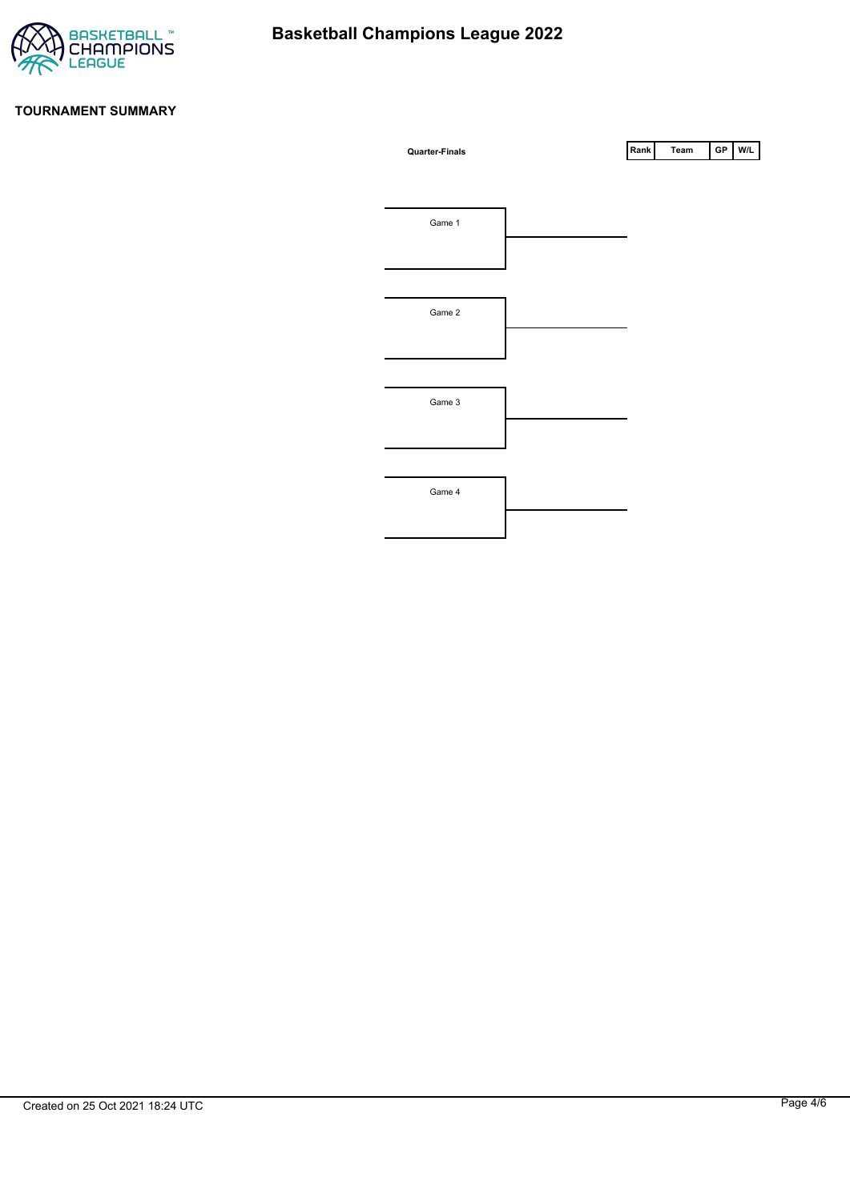# Basketball Champions League 2022

## TOURNAMENT SUMMARY

**Quarter-Finals**

| Rank | Team | GP | W/L |
|---|---|---|---|

Game 1

Game 2

Game 3

Game 4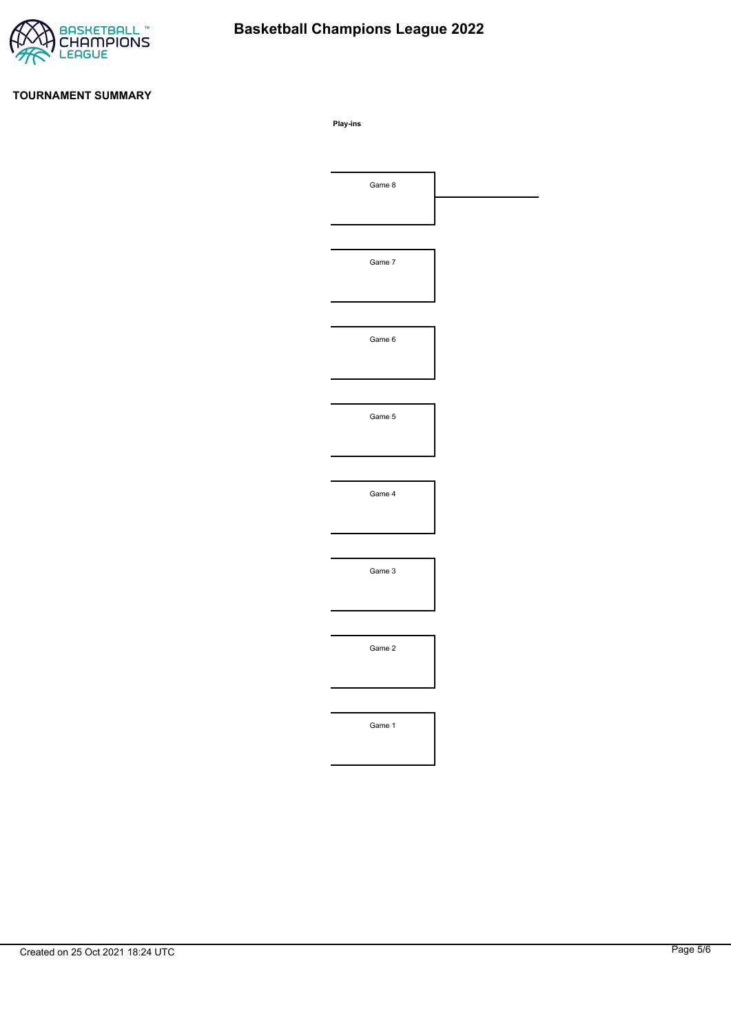# Basketball Champions League 2022

## TOURNAMENT SUMMARY

**Play-ins**

Game 8

Game 7

Game 6

Game 5

Game 4

Game 3

Game 2

Game 1

Created on 25 Oct 2021 18:24 UTC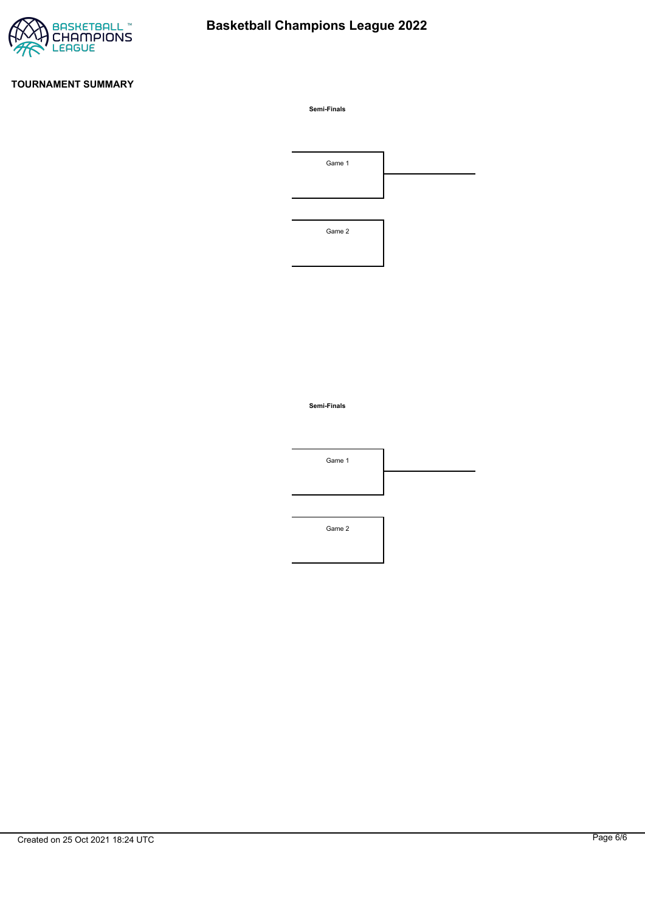# Basketball Champions League 2022

## TOURNAMENT SUMMARY

**Semi-Finals**

Game 1

Game 2

**Semi-Finals**

Game 1

Game 2

Created on 25 Oct 2021 18:24 UTC